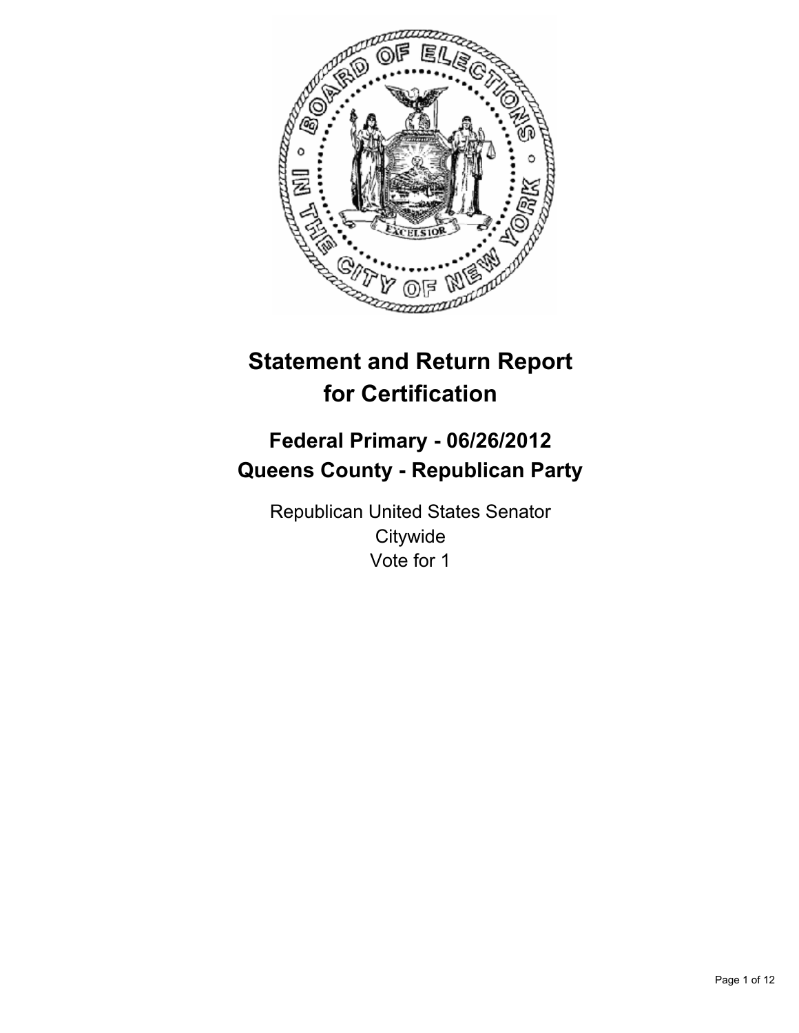# Statement and Return Report for Certification

## Federal Primary - 06/26/2012
## Queens County - Republican Party

Republican United States Senator
Citywide
Vote for 1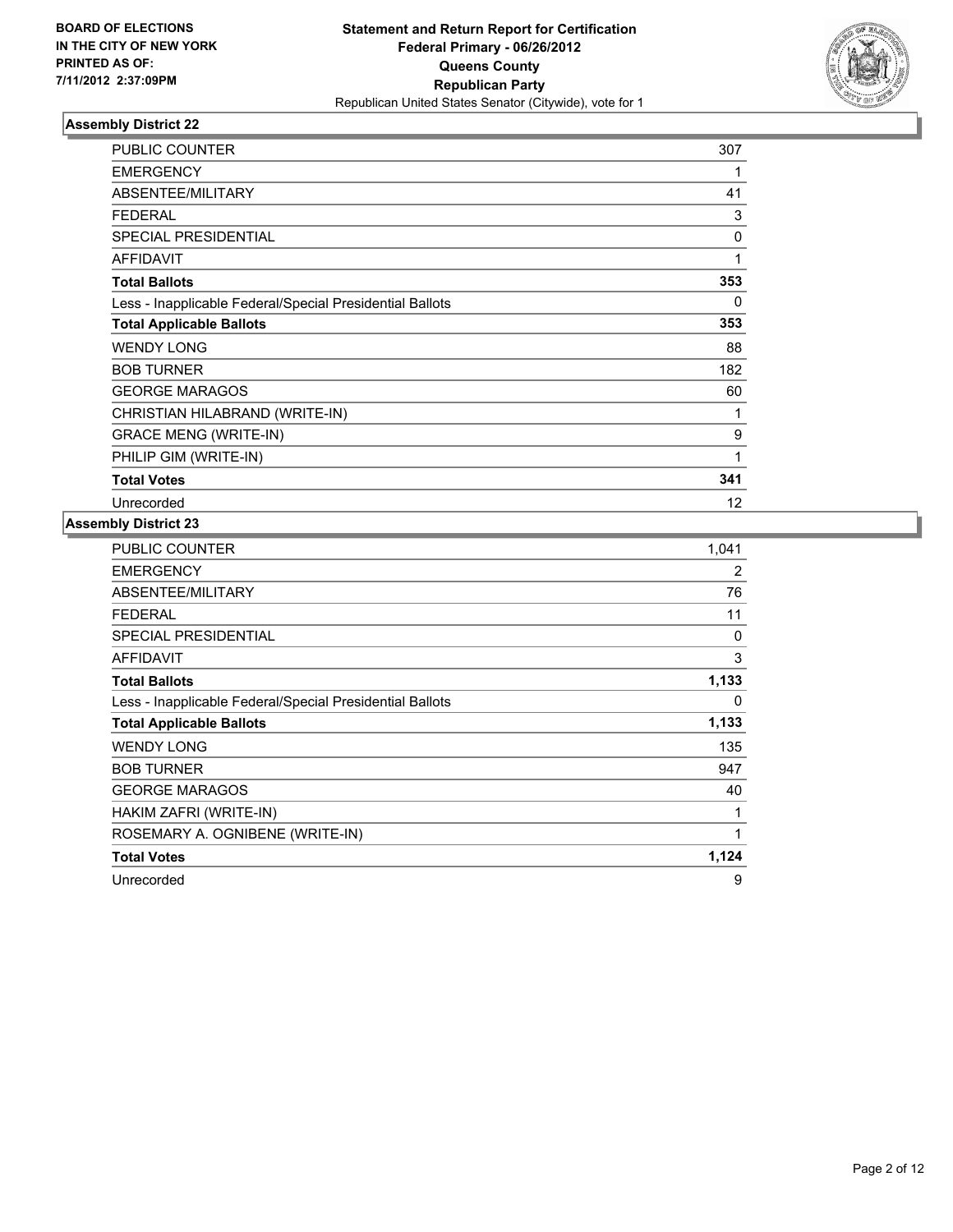**BOARD OF ELECTIONS IN THE CITY OF NEW YORK PRINTED AS OF: 7/11/2012 2:37:09PM**

**Statement and Return Report for Certification**
**Federal Primary - 06/26/2012**
**Queens County**
**Republican Party**
Republican United States Senator (Citywide), vote for 1

### Assembly District 22

| | |
|---|---|
| PUBLIC COUNTER | 307 |
| EMERGENCY | 1 |
| ABSENTEE/MILITARY | 41 |
| FEDERAL | 3 |
| SPECIAL PRESIDENTIAL | 0 |
| AFFIDAVIT | 1 |
| **Total Ballots** | **353** |
| Less - Inapplicable Federal/Special Presidential Ballots | 0 |
| **Total Applicable Ballots** | **353** |
| WENDY LONG | 88 |
| BOB TURNER | 182 |
| GEORGE MARAGOS | 60 |
| CHRISTIAN HILABRAND (WRITE-IN) | 1 |
| GRACE MENG (WRITE-IN) | 9 |
| PHILIP GIM (WRITE-IN) | 1 |
| **Total Votes** | **341** |
| Unrecorded | 12 |

### Assembly District 23

| | |
|---|---|
| PUBLIC COUNTER | 1,041 |
| EMERGENCY | 2 |
| ABSENTEE/MILITARY | 76 |
| FEDERAL | 11 |
| SPECIAL PRESIDENTIAL | 0 |
| AFFIDAVIT | 3 |
| **Total Ballots** | **1,133** |
| Less - Inapplicable Federal/Special Presidential Ballots | 0 |
| **Total Applicable Ballots** | **1,133** |
| WENDY LONG | 135 |
| BOB TURNER | 947 |
| GEORGE MARAGOS | 40 |
| HAKIM ZAFRI (WRITE-IN) | 1 |
| ROSEMARY A. OGNIBENE (WRITE-IN) | 1 |
| **Total Votes** | **1,124** |
| Unrecorded | 9 |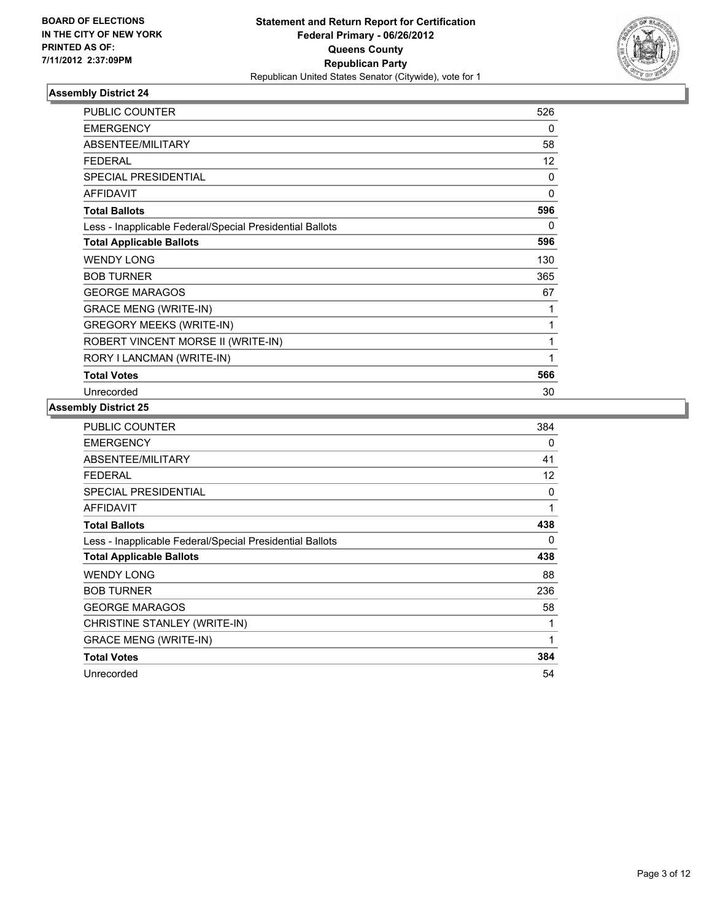**BOARD OF ELECTIONS**
**IN THE CITY OF NEW YORK**
**PRINTED AS OF:**
**7/11/2012 2:37:09PM**

**Statement and Return Report for Certification**
**Federal Primary - 06/26/2012**
**Queens County**
**Republican Party**
Republican United States Senator (Citywide), vote for 1

### Assembly District 24

| | |
|---|---|
| PUBLIC COUNTER | 526 |
| EMERGENCY | 0 |
| ABSENTEE/MILITARY | 58 |
| FEDERAL | 12 |
| SPECIAL PRESIDENTIAL | 0 |
| AFFIDAVIT | 0 |
| **Total Ballots** | **596** |
| Less - Inapplicable Federal/Special Presidential Ballots | 0 |
| **Total Applicable Ballots** | **596** |
| WENDY LONG | 130 |
| BOB TURNER | 365 |
| GEORGE MARAGOS | 67 |
| GRACE MENG (WRITE-IN) | 1 |
| GREGORY MEEKS (WRITE-IN) | 1 |
| ROBERT VINCENT MORSE II (WRITE-IN) | 1 |
| RORY I LANCMAN (WRITE-IN) | 1 |
| **Total Votes** | **566** |
| Unrecorded | 30 |

### Assembly District 25

| | |
|---|---|
| PUBLIC COUNTER | 384 |
| EMERGENCY | 0 |
| ABSENTEE/MILITARY | 41 |
| FEDERAL | 12 |
| SPECIAL PRESIDENTIAL | 0 |
| AFFIDAVIT | 1 |
| **Total Ballots** | **438** |
| Less - Inapplicable Federal/Special Presidential Ballots | 0 |
| **Total Applicable Ballots** | **438** |
| WENDY LONG | 88 |
| BOB TURNER | 236 |
| GEORGE MARAGOS | 58 |
| CHRISTINE STANLEY (WRITE-IN) | 1 |
| GRACE MENG (WRITE-IN) | 1 |
| **Total Votes** | **384** |
| Unrecorded | 54 |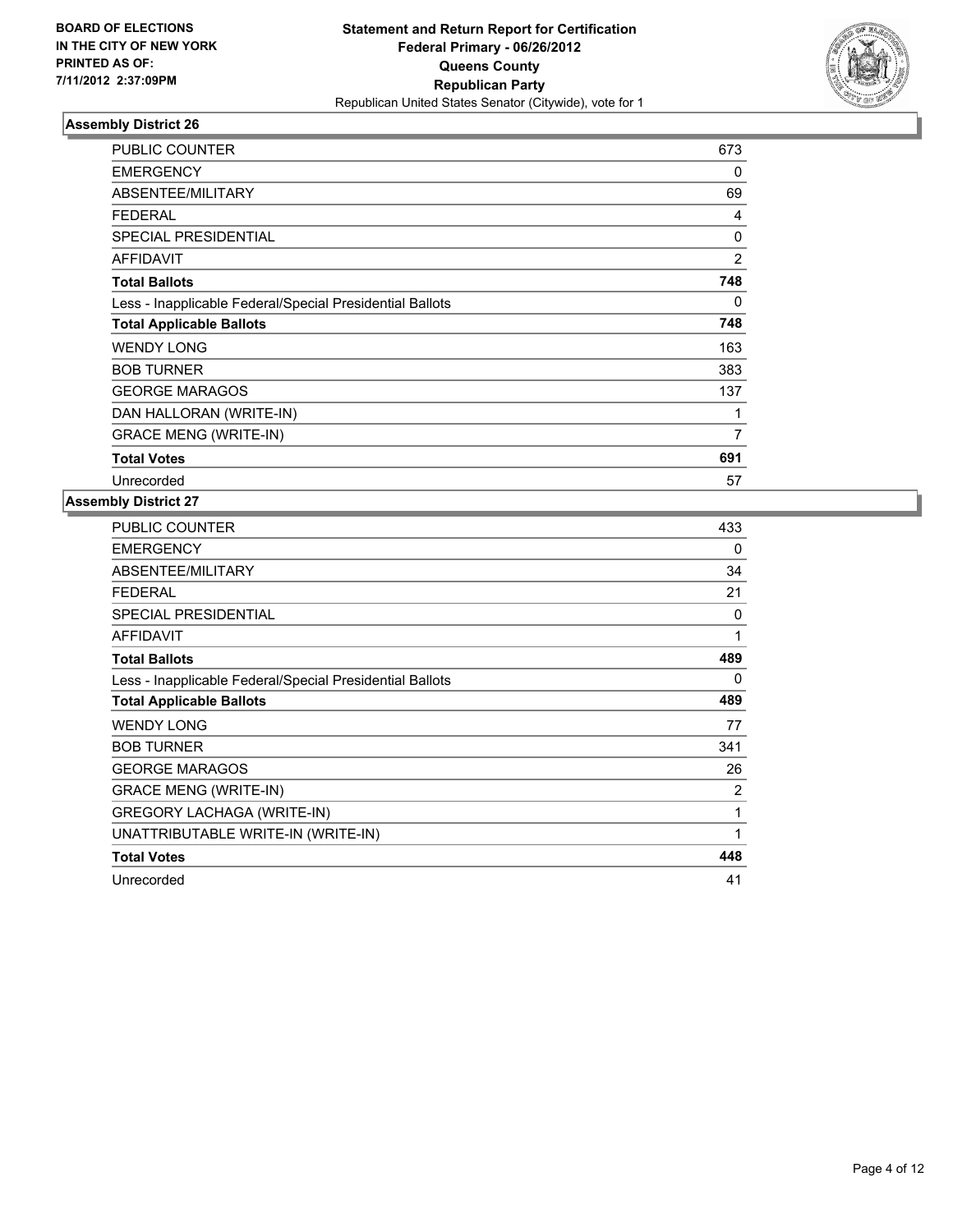**BOARD OF ELECTIONS IN THE CITY OF NEW YORK PRINTED AS OF: 7/11/2012 2:37:09PM**

**Statement and Return Report for Certification**
**Federal Primary - 06/26/2012**
**Queens County**
**Republican Party**
Republican United States Senator (Citywide), vote for 1

### Assembly District 26

| | |
|---|---|
| PUBLIC COUNTER | 673 |
| EMERGENCY | 0 |
| ABSENTEE/MILITARY | 69 |
| FEDERAL | 4 |
| SPECIAL PRESIDENTIAL | 0 |
| AFFIDAVIT | 2 |
| **Total Ballots** | **748** |
| Less - Inapplicable Federal/Special Presidential Ballots | 0 |
| **Total Applicable Ballots** | **748** |
| WENDY LONG | 163 |
| BOB TURNER | 383 |
| GEORGE MARAGOS | 137 |
| DAN HALLORAN (WRITE-IN) | 1 |
| GRACE MENG (WRITE-IN) | 7 |
| **Total Votes** | **691** |
| Unrecorded | 57 |

### Assembly District 27

| | |
|---|---|
| PUBLIC COUNTER | 433 |
| EMERGENCY | 0 |
| ABSENTEE/MILITARY | 34 |
| FEDERAL | 21 |
| SPECIAL PRESIDENTIAL | 0 |
| AFFIDAVIT | 1 |
| **Total Ballots** | **489** |
| Less - Inapplicable Federal/Special Presidential Ballots | 0 |
| **Total Applicable Ballots** | **489** |
| WENDY LONG | 77 |
| BOB TURNER | 341 |
| GEORGE MARAGOS | 26 |
| GRACE MENG (WRITE-IN) | 2 |
| GREGORY LACHAGA (WRITE-IN) | 1 |
| UNATTRIBUTABLE WRITE-IN (WRITE-IN) | 1 |
| **Total Votes** | **448** |
| Unrecorded | 41 |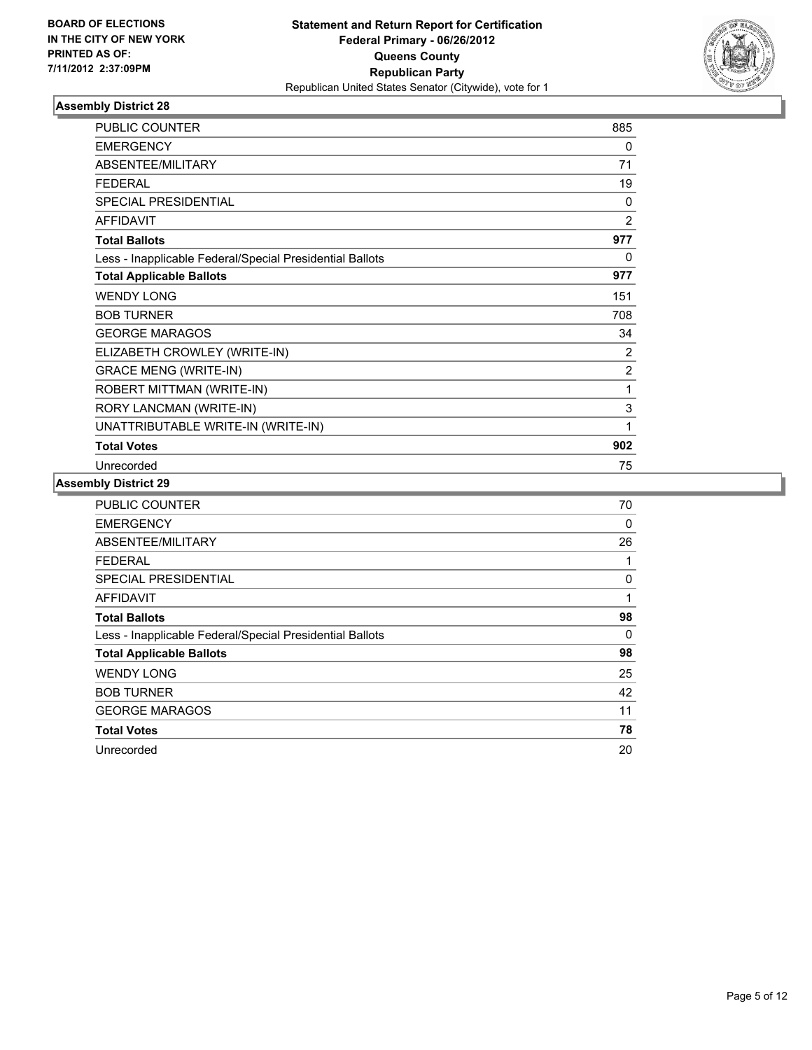**BOARD OF ELECTIONS IN THE CITY OF NEW YORK PRINTED AS OF: 7/11/2012 2:37:09PM**

**Statement and Return Report for Certification**
**Federal Primary - 06/26/2012**
**Queens County**
**Republican Party**
Republican United States Senator (Citywide), vote for 1

## Assembly District 28

| | |
|---|---|
| PUBLIC COUNTER | 885 |
| EMERGENCY | 0 |
| ABSENTEE/MILITARY | 71 |
| FEDERAL | 19 |
| SPECIAL PRESIDENTIAL | 0 |
| AFFIDAVIT | 2 |
| **Total Ballots** | **977** |
| Less - Inapplicable Federal/Special Presidential Ballots | 0 |
| **Total Applicable Ballots** | **977** |
| WENDY LONG | 151 |
| BOB TURNER | 708 |
| GEORGE MARAGOS | 34 |
| ELIZABETH CROWLEY (WRITE-IN) | 2 |
| GRACE MENG (WRITE-IN) | 2 |
| ROBERT MITTMAN (WRITE-IN) | 1 |
| RORY LANCMAN (WRITE-IN) | 3 |
| UNATTRIBUTABLE WRITE-IN (WRITE-IN) | 1 |
| **Total Votes** | **902** |
| Unrecorded | 75 |

## Assembly District 29

| | |
|---|---|
| PUBLIC COUNTER | 70 |
| EMERGENCY | 0 |
| ABSENTEE/MILITARY | 26 |
| FEDERAL | 1 |
| SPECIAL PRESIDENTIAL | 0 |
| AFFIDAVIT | 1 |
| **Total Ballots** | **98** |
| Less - Inapplicable Federal/Special Presidential Ballots | 0 |
| **Total Applicable Ballots** | **98** |
| WENDY LONG | 25 |
| BOB TURNER | 42 |
| GEORGE MARAGOS | 11 |
| **Total Votes** | **78** |
| Unrecorded | 20 |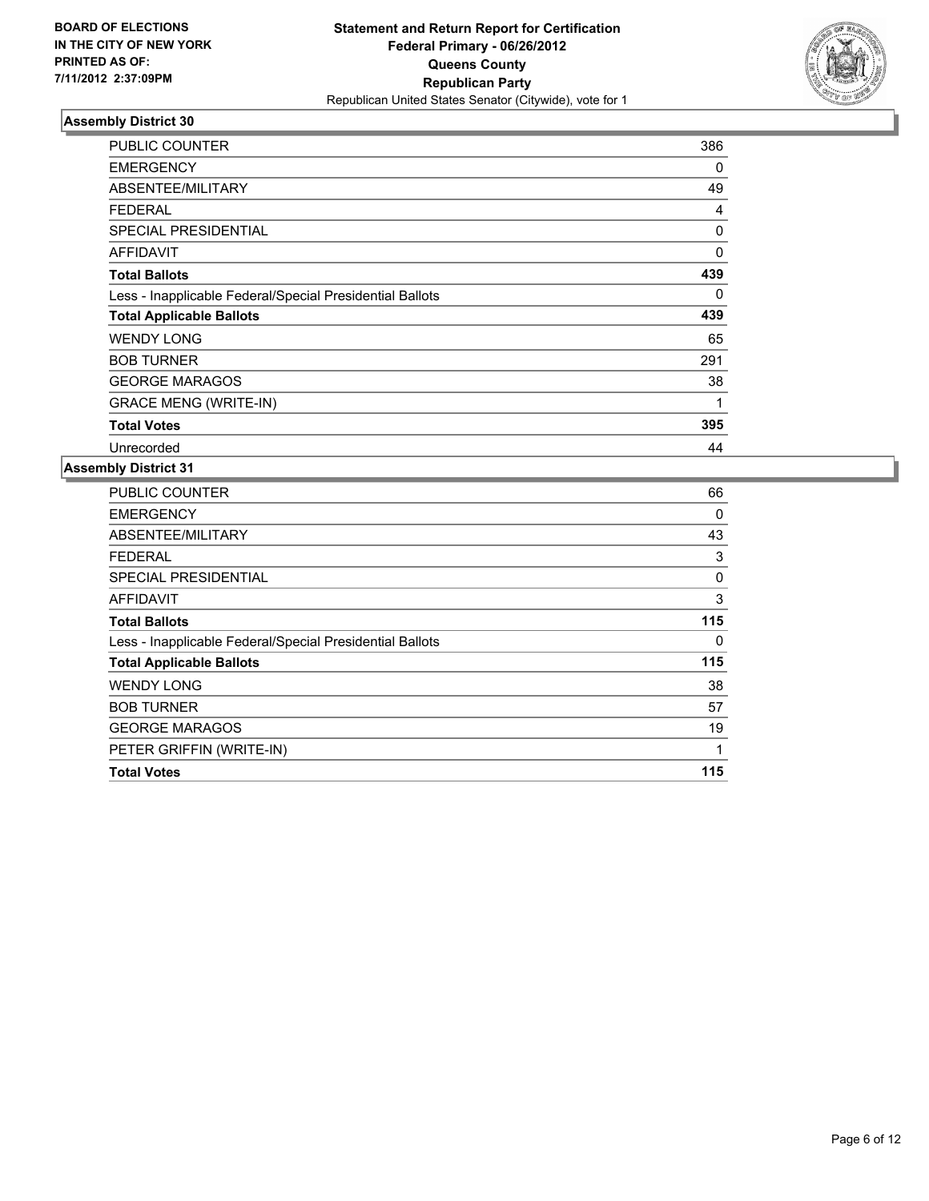BOARD OF ELECTIONS
IN THE CITY OF NEW YORK
PRINTED AS OF:
7/11/2012 2:37:09PM

**Statement and Return Report for Certification**
**Federal Primary - 06/26/2012**
**Queens County**
**Republican Party**
Republican United States Senator (Citywide), vote for 1

### Assembly District 30

| | |
|---|---|
| PUBLIC COUNTER | 386 |
| EMERGENCY | 0 |
| ABSENTEE/MILITARY | 49 |
| FEDERAL | 4 |
| SPECIAL PRESIDENTIAL | 0 |
| AFFIDAVIT | 0 |
| **Total Ballots** | **439** |
| Less - Inapplicable Federal/Special Presidential Ballots | 0 |
| **Total Applicable Ballots** | **439** |
| WENDY LONG | 65 |
| BOB TURNER | 291 |
| GEORGE MARAGOS | 38 |
| GRACE MENG (WRITE-IN) | 1 |
| **Total Votes** | **395** |
| Unrecorded | 44 |

### Assembly District 31

| | |
|---|---|
| PUBLIC COUNTER | 66 |
| EMERGENCY | 0 |
| ABSENTEE/MILITARY | 43 |
| FEDERAL | 3 |
| SPECIAL PRESIDENTIAL | 0 |
| AFFIDAVIT | 3 |
| **Total Ballots** | **115** |
| Less - Inapplicable Federal/Special Presidential Ballots | 0 |
| **Total Applicable Ballots** | **115** |
| WENDY LONG | 38 |
| BOB TURNER | 57 |
| GEORGE MARAGOS | 19 |
| PETER GRIFFIN (WRITE-IN) | 1 |
| **Total Votes** | **115** |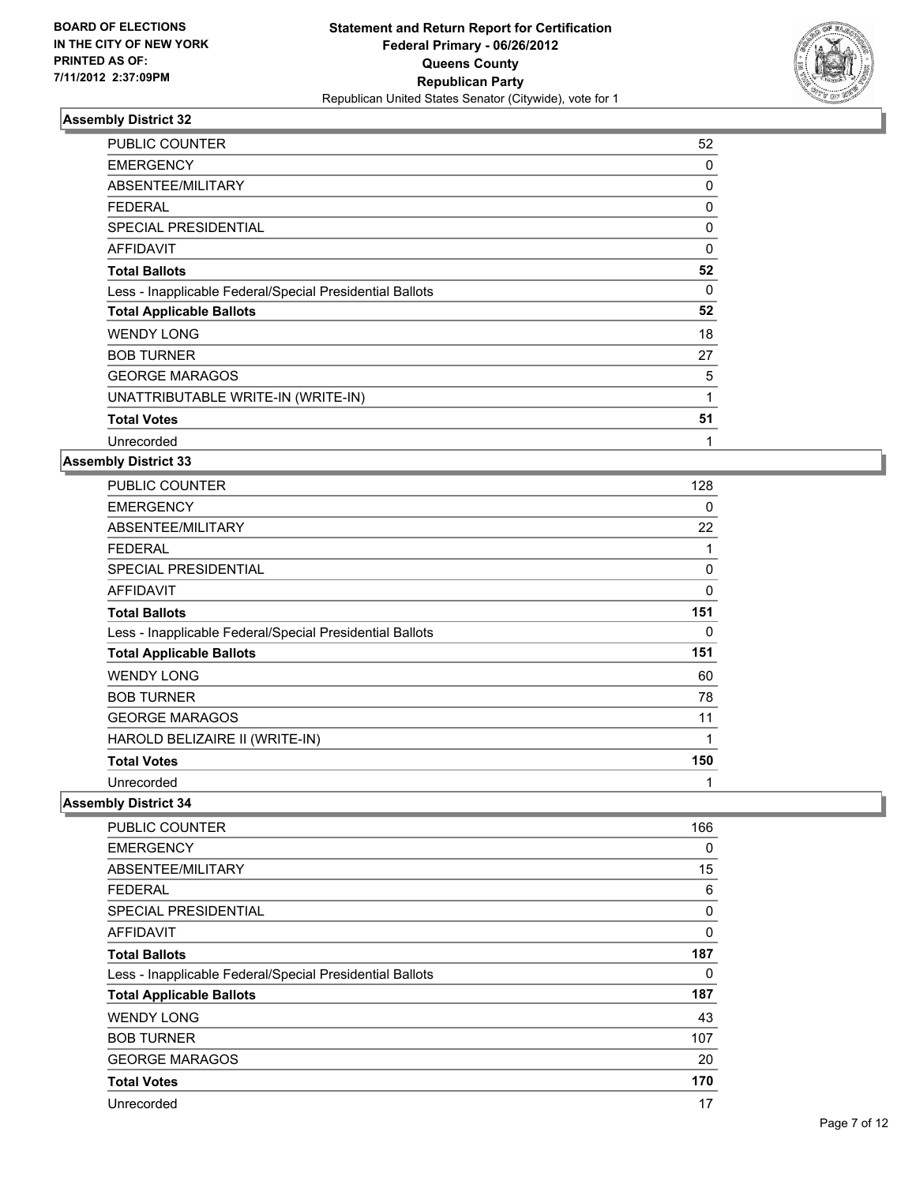**BOARD OF ELECTIONS IN THE CITY OF NEW YORK PRINTED AS OF: 7/11/2012 2:37:09PM**

**Statement and Return Report for Certification**
**Federal Primary - 06/26/2012**
**Queens County**
**Republican Party**
Republican United States Senator (Citywide), vote for 1

### Assembly District 32

| | |
|---|---|
| PUBLIC COUNTER | 52 |
| EMERGENCY | 0 |
| ABSENTEE/MILITARY | 0 |
| FEDERAL | 0 |
| SPECIAL PRESIDENTIAL | 0 |
| AFFIDAVIT | 0 |
| **Total Ballots** | **52** |
| Less - Inapplicable Federal/Special Presidential Ballots | 0 |
| **Total Applicable Ballots** | **52** |
| WENDY LONG | 18 |
| BOB TURNER | 27 |
| GEORGE MARAGOS | 5 |
| UNATTRIBUTABLE WRITE-IN (WRITE-IN) | 1 |
| **Total Votes** | **51** |
| Unrecorded | 1 |

### Assembly District 33

| | |
|---|---|
| PUBLIC COUNTER | 128 |
| EMERGENCY | 0 |
| ABSENTEE/MILITARY | 22 |
| FEDERAL | 1 |
| SPECIAL PRESIDENTIAL | 0 |
| AFFIDAVIT | 0 |
| **Total Ballots** | **151** |
| Less - Inapplicable Federal/Special Presidential Ballots | 0 |
| **Total Applicable Ballots** | **151** |
| WENDY LONG | 60 |
| BOB TURNER | 78 |
| GEORGE MARAGOS | 11 |
| HAROLD BELIZAIRE II (WRITE-IN) | 1 |
| **Total Votes** | **150** |
| Unrecorded | 1 |

### Assembly District 34

| | |
|---|---|
| PUBLIC COUNTER | 166 |
| EMERGENCY | 0 |
| ABSENTEE/MILITARY | 15 |
| FEDERAL | 6 |
| SPECIAL PRESIDENTIAL | 0 |
| AFFIDAVIT | 0 |
| **Total Ballots** | **187** |
| Less - Inapplicable Federal/Special Presidential Ballots | 0 |
| **Total Applicable Ballots** | **187** |
| WENDY LONG | 43 |
| BOB TURNER | 107 |
| GEORGE MARAGOS | 20 |
| **Total Votes** | **170** |
| Unrecorded | 17 |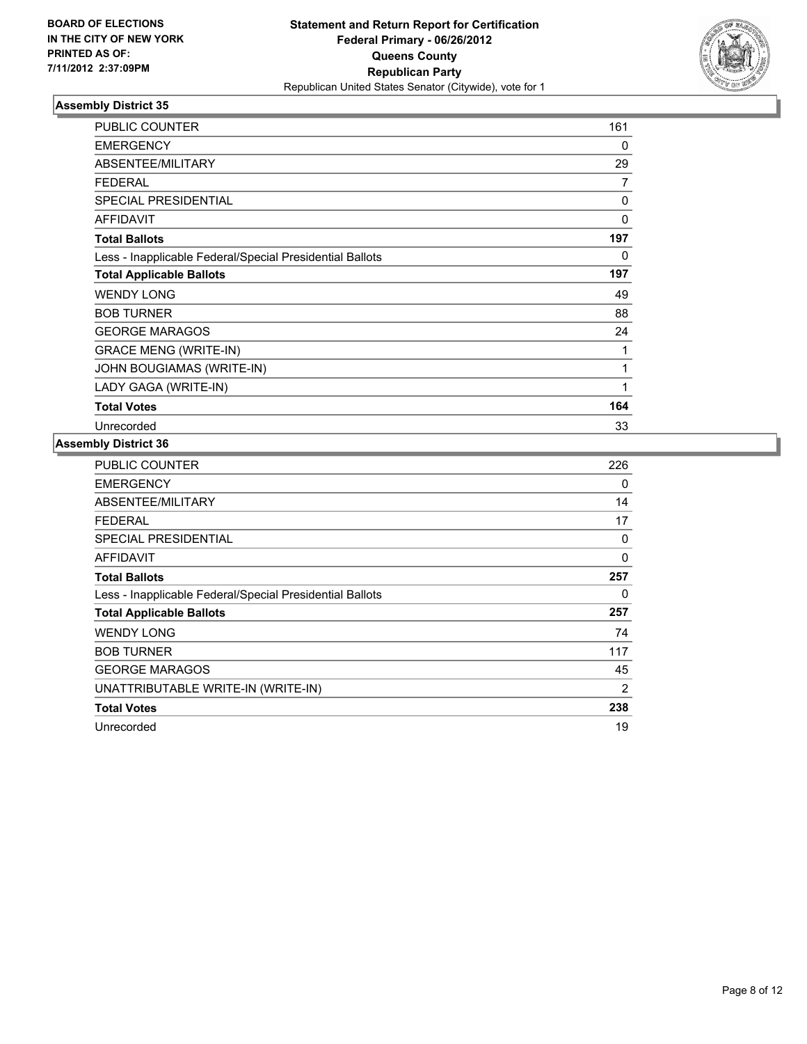**BOARD OF ELECTIONS IN THE CITY OF NEW YORK PRINTED AS OF: 7/11/2012 2:37:09PM**

**Statement and Return Report for Certification**
**Federal Primary - 06/26/2012**
**Queens County**
**Republican Party**
Republican United States Senator (Citywide), vote for 1

### Assembly District 35

| | |
|---|---|
| PUBLIC COUNTER | 161 |
| EMERGENCY | 0 |
| ABSENTEE/MILITARY | 29 |
| FEDERAL | 7 |
| SPECIAL PRESIDENTIAL | 0 |
| AFFIDAVIT | 0 |
| **Total Ballots** | **197** |
| Less - Inapplicable Federal/Special Presidential Ballots | 0 |
| **Total Applicable Ballots** | **197** |
| WENDY LONG | 49 |
| BOB TURNER | 88 |
| GEORGE MARAGOS | 24 |
| GRACE MENG (WRITE-IN) | 1 |
| JOHN BOUGIAMAS (WRITE-IN) | 1 |
| LADY GAGA (WRITE-IN) | 1 |
| **Total Votes** | **164** |
| Unrecorded | 33 |

### Assembly District 36

| | |
|---|---|
| PUBLIC COUNTER | 226 |
| EMERGENCY | 0 |
| ABSENTEE/MILITARY | 14 |
| FEDERAL | 17 |
| SPECIAL PRESIDENTIAL | 0 |
| AFFIDAVIT | 0 |
| **Total Ballots** | **257** |
| Less - Inapplicable Federal/Special Presidential Ballots | 0 |
| **Total Applicable Ballots** | **257** |
| WENDY LONG | 74 |
| BOB TURNER | 117 |
| GEORGE MARAGOS | 45 |
| UNATTRIBUTABLE WRITE-IN (WRITE-IN) | 2 |
| **Total Votes** | **238** |
| Unrecorded | 19 |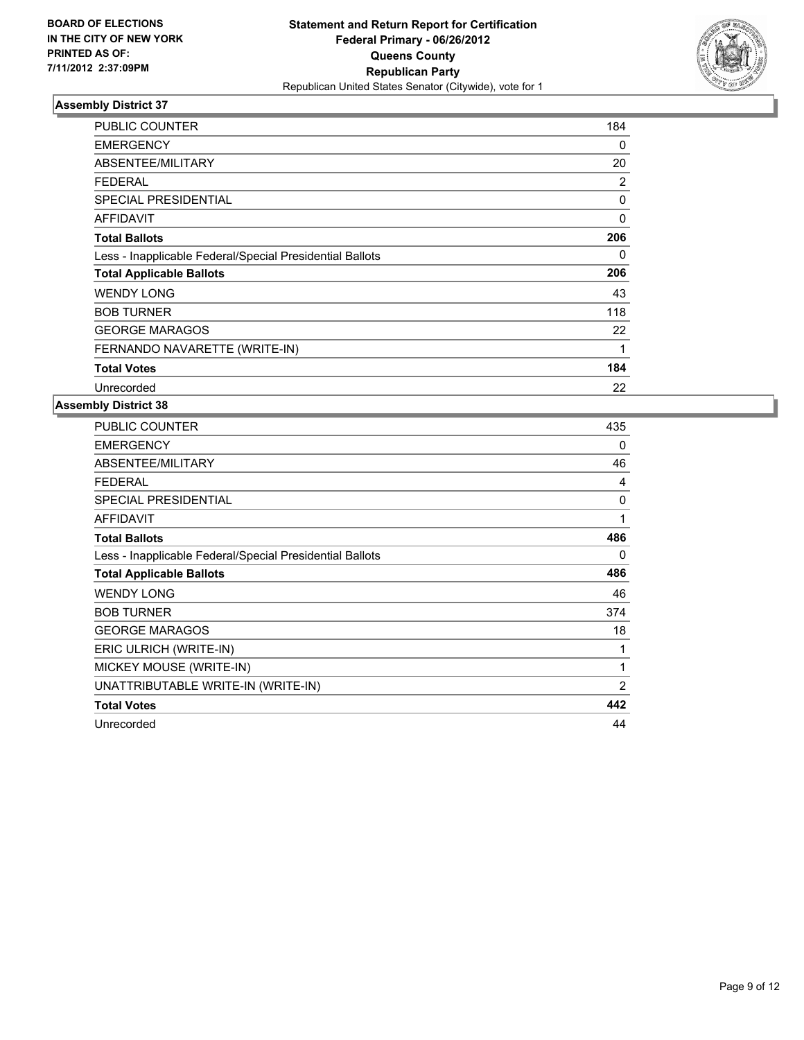**BOARD OF ELECTIONS IN THE CITY OF NEW YORK PRINTED AS OF: 7/11/2012 2:37:09PM**

**Statement and Return Report for Certification**
**Federal Primary - 06/26/2012**
**Queens County**
**Republican Party**
Republican United States Senator (Citywide), vote for 1

### Assembly District 37

| | |
|---|---|
| PUBLIC COUNTER | 184 |
| EMERGENCY | 0 |
| ABSENTEE/MILITARY | 20 |
| FEDERAL | 2 |
| SPECIAL PRESIDENTIAL | 0 |
| AFFIDAVIT | 0 |
| **Total Ballots** | **206** |
| Less - Inapplicable Federal/Special Presidential Ballots | 0 |
| **Total Applicable Ballots** | **206** |
| WENDY LONG | 43 |
| BOB TURNER | 118 |
| GEORGE MARAGOS | 22 |
| FERNANDO NAVARETTE (WRITE-IN) | 1 |
| **Total Votes** | **184** |
| Unrecorded | 22 |

### Assembly District 38

| | |
|---|---|
| PUBLIC COUNTER | 435 |
| EMERGENCY | 0 |
| ABSENTEE/MILITARY | 46 |
| FEDERAL | 4 |
| SPECIAL PRESIDENTIAL | 0 |
| AFFIDAVIT | 1 |
| **Total Ballots** | **486** |
| Less - Inapplicable Federal/Special Presidential Ballots | 0 |
| **Total Applicable Ballots** | **486** |
| WENDY LONG | 46 |
| BOB TURNER | 374 |
| GEORGE MARAGOS | 18 |
| ERIC ULRICH (WRITE-IN) | 1 |
| MICKEY MOUSE (WRITE-IN) | 1 |
| UNATTRIBUTABLE WRITE-IN (WRITE-IN) | 2 |
| **Total Votes** | **442** |
| Unrecorded | 44 |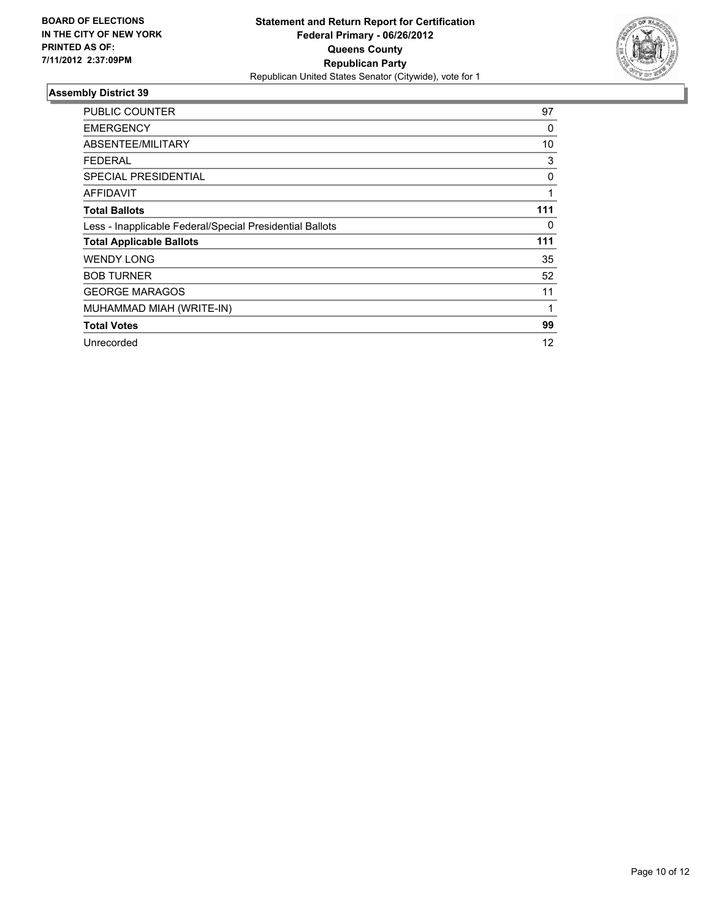**BOARD OF ELECTIONS IN THE CITY OF NEW YORK PRINTED AS OF: 7/11/2012 2:37:09PM**

**Statement and Return Report for Certification**
**Federal Primary - 06/26/2012**
**Queens County**
**Republican Party**
Republican United States Senator (Citywide), vote for 1

## Assembly District 39

| | |
|---|---|
| PUBLIC COUNTER | 97 |
| EMERGENCY | 0 |
| ABSENTEE/MILITARY | 10 |
| FEDERAL | 3 |
| SPECIAL PRESIDENTIAL | 0 |
| AFFIDAVIT | 1 |
| **Total Ballots** | **111** |
| Less - Inapplicable Federal/Special Presidential Ballots | 0 |
| **Total Applicable Ballots** | **111** |
| WENDY LONG | 35 |
| BOB TURNER | 52 |
| GEORGE MARAGOS | 11 |
| MUHAMMAD MIAH (WRITE-IN) | 1 |
| **Total Votes** | **99** |
| Unrecorded | 12 |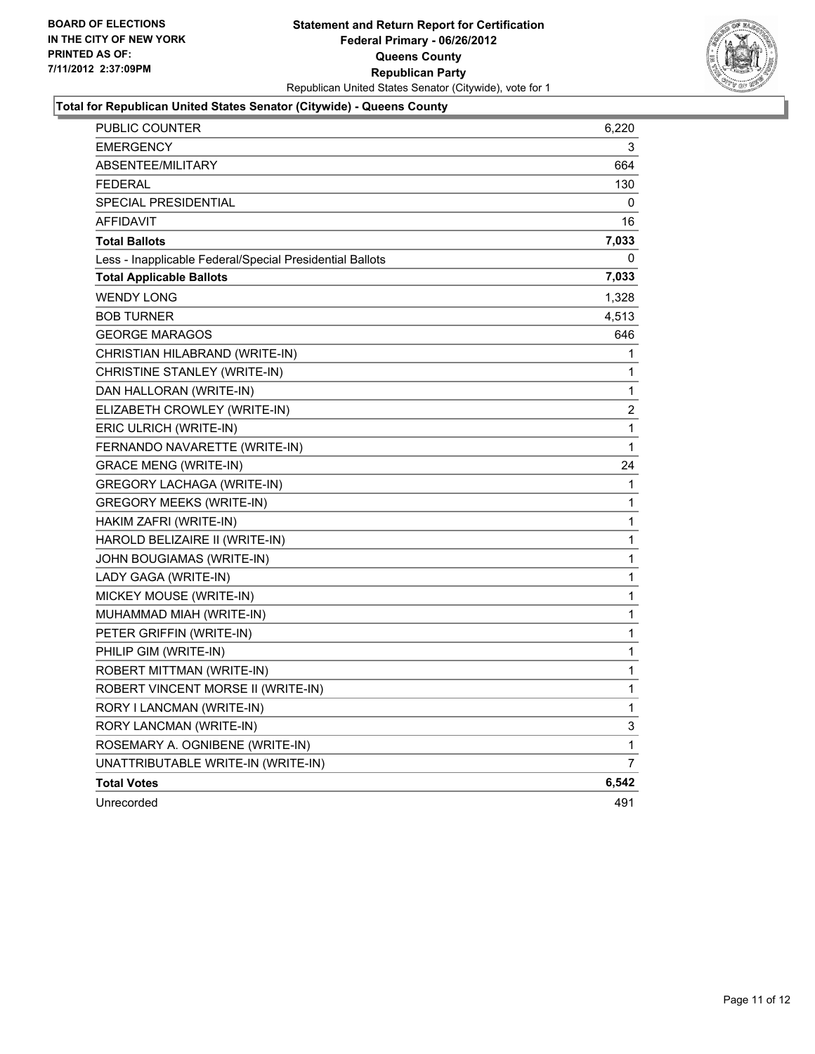**BOARD OF ELECTIONS IN THE CITY OF NEW YORK PRINTED AS OF: 7/11/2012 2:37:09PM**

# Statement and Return Report for Certification
## Federal Primary - 06/26/2012
## Queens County
## Republican Party

Republican United States Senator (Citywide), vote for 1

### Total for Republican United States Senator (Citywide) - Queens County

| | |
|---|---|
| PUBLIC COUNTER | 6,220 |
| EMERGENCY | 3 |
| ABSENTEE/MILITARY | 664 |
| FEDERAL | 130 |
| SPECIAL PRESIDENTIAL | 0 |
| AFFIDAVIT | 16 |
| **Total Ballots** | **7,033** |
| Less - Inapplicable Federal/Special Presidential Ballots | 0 |
| **Total Applicable Ballots** | **7,033** |
| WENDY LONG | 1,328 |
| BOB TURNER | 4,513 |
| GEORGE MARAGOS | 646 |
| CHRISTIAN HILABRAND (WRITE-IN) | 1 |
| CHRISTINE STANLEY (WRITE-IN) | 1 |
| DAN HALLORAN (WRITE-IN) | 1 |
| ELIZABETH CROWLEY (WRITE-IN) | 2 |
| ERIC ULRICH (WRITE-IN) | 1 |
| FERNANDO NAVARETTE (WRITE-IN) | 1 |
| GRACE MENG (WRITE-IN) | 24 |
| GREGORY LACHAGA (WRITE-IN) | 1 |
| GREGORY MEEKS (WRITE-IN) | 1 |
| HAKIM ZAFRI (WRITE-IN) | 1 |
| HAROLD BELIZAIRE II (WRITE-IN) | 1 |
| JOHN BOUGIAMAS (WRITE-IN) | 1 |
| LADY GAGA (WRITE-IN) | 1 |
| MICKEY MOUSE (WRITE-IN) | 1 |
| MUHAMMAD MIAH (WRITE-IN) | 1 |
| PETER GRIFFIN (WRITE-IN) | 1 |
| PHILIP GIM (WRITE-IN) | 1 |
| ROBERT MITTMAN (WRITE-IN) | 1 |
| ROBERT VINCENT MORSE II (WRITE-IN) | 1 |
| RORY I LANCMAN (WRITE-IN) | 1 |
| RORY LANCMAN (WRITE-IN) | 3 |
| ROSEMARY A. OGNIBENE (WRITE-IN) | 1 |
| UNATTRIBUTABLE WRITE-IN (WRITE-IN) | 7 |
| **Total Votes** | **6,542** |
| Unrecorded | 491 |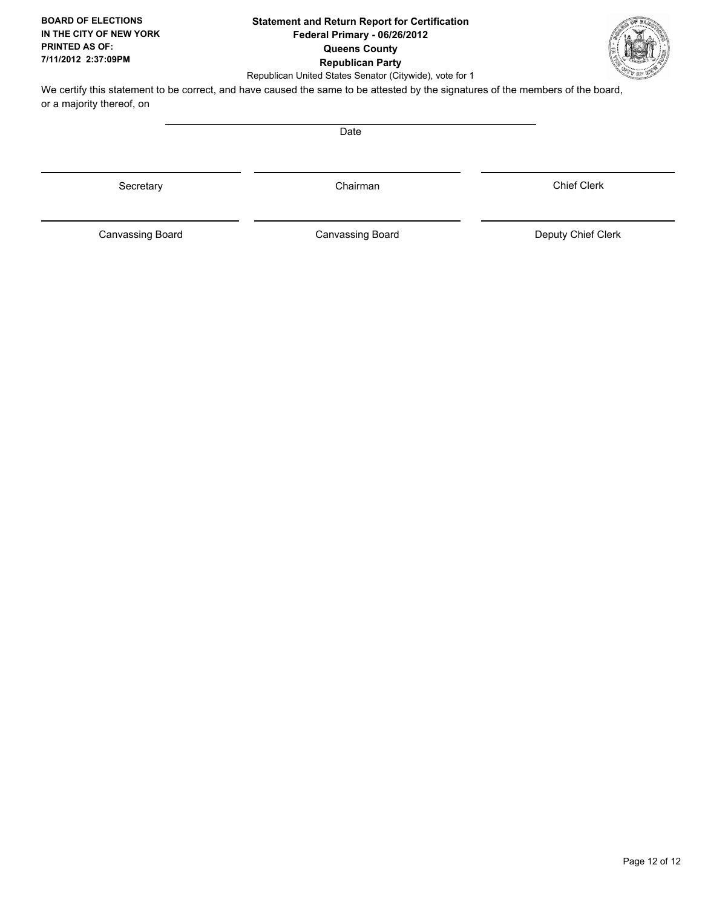**BOARD OF ELECTIONS IN THE CITY OF NEW YORK PRINTED AS OF: 7/11/2012 2:37:09PM**

**Statement and Return Report for Certification**
**Federal Primary - 06/26/2012**
**Queens County**
**Republican Party**
Republican United States Senator (Citywide), vote for 1

We certify this statement to be correct, and have caused the same to be attested by the signatures of the members of the board, or a majority thereof, on

Date

Secretary

Chairman

Chief Clerk

Canvassing Board

Canvassing Board

Deputy Chief Clerk